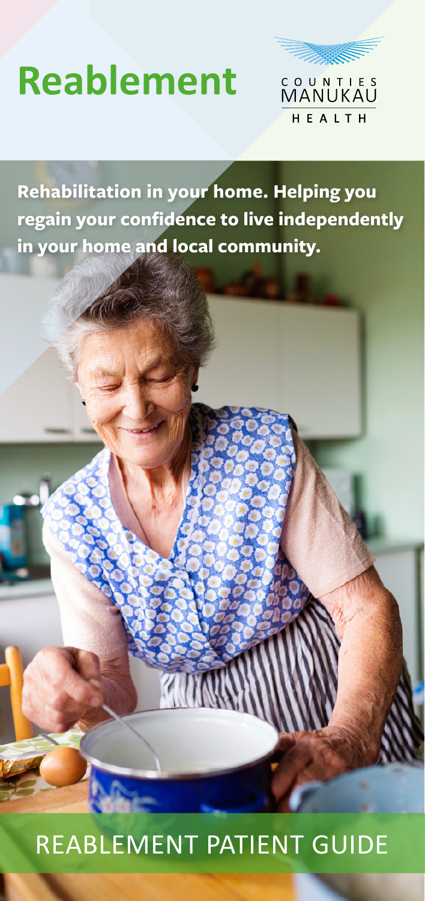# Reablement

COUNTIES MANUKAU HEALTH

**Rehabilitation in your home. Helping you regain your confidence to live independently in your home and local community.**

## REABLEMENT PATIENT GUIDE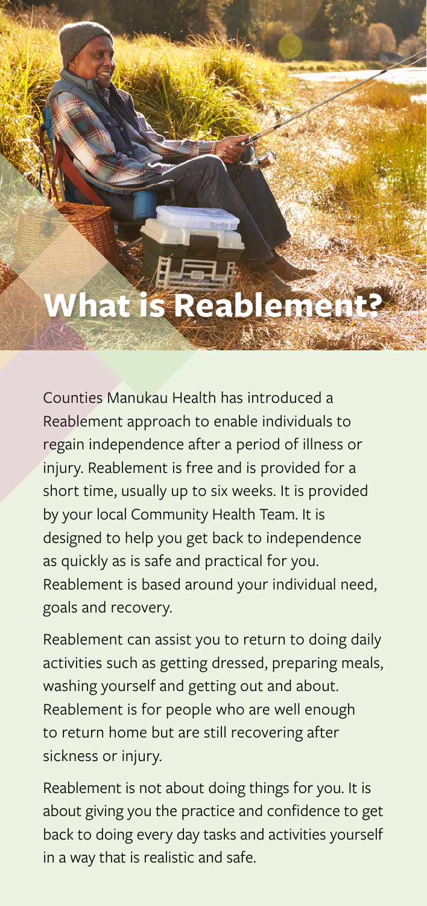# What is Reablement?

Counties Manukau Health has introduced a Reablement approach to enable individuals to regain independence after a period of illness or injury. Reablement is free and is provided for a short time, usually up to six weeks. It is provided by your local Community Health Team. It is designed to help you get back to independence as quickly as is safe and practical for you. Reablement is based around your individual need, goals and recovery.

Reablement can assist you to return to doing daily activities such as getting dressed, preparing meals, washing yourself and getting out and about. Reablement is for people who are well enough to return home but are still recovering after sickness or injury.

Reablement is not about doing things for you. It is about giving you the practice and confidence to get back to doing every day tasks and activities yourself in a way that is realistic and safe.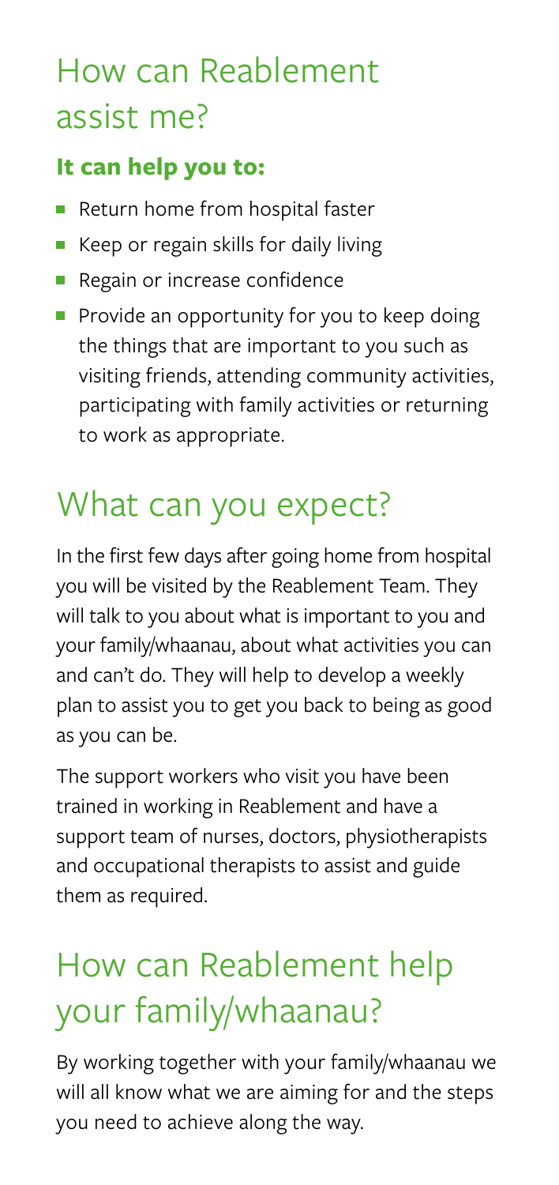## How can Reablement assist me?

**It can help you to:**

- Return home from hospital faster
- Keep or regain skills for daily living
- Regain or increase confidence
- Provide an opportunity for you to keep doing the things that are important to you such as visiting friends, attending community activities, participating with family activities or returning to work as appropriate.

## What can you expect?

In the first few days after going home from hospital you will be visited by the Reablement Team. They will talk to you about what is important to you and your family/whaanau, about what activities you can and can't do. They will help to develop a weekly plan to assist you to get you back to being as good as you can be.

The support workers who visit you have been trained in working in Reablement and have a support team of nurses, doctors, physiotherapists and occupational therapists to assist and guide them as required.

## How can Reablement help your family/whaanau?

By working together with your family/whaanau we will all know what we are aiming for and the steps you need to achieve along the way.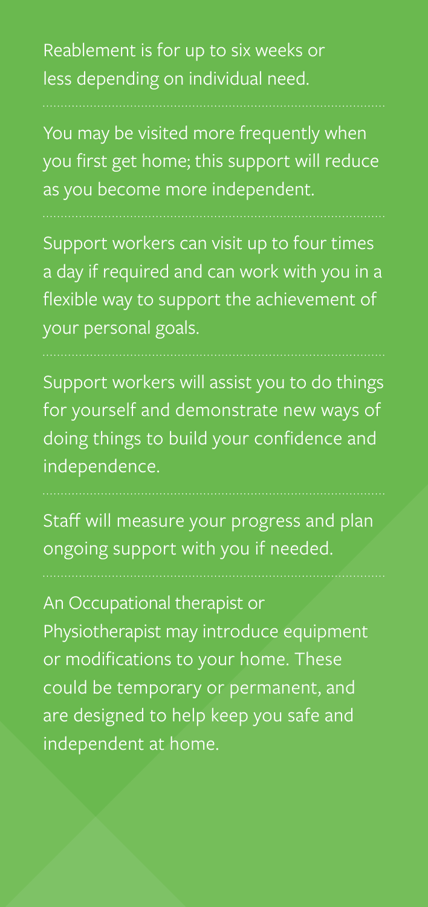Reablement is for up to six weeks or less depending on individual need.

You may be visited more frequently when you first get home; this support will reduce as you become more independent.

Support workers can visit up to four times a day if required and can work with you in a flexible way to support the achievement of your personal goals.

Support workers will assist you to do things for yourself and demonstrate new ways of doing things to build your confidence and independence.

Staff will measure your progress and plan ongoing support with you if needed.

An Occupational therapist or Physiotherapist may introduce equipment or modifications to your home. These could be temporary or permanent, and are designed to help keep you safe and independent at home.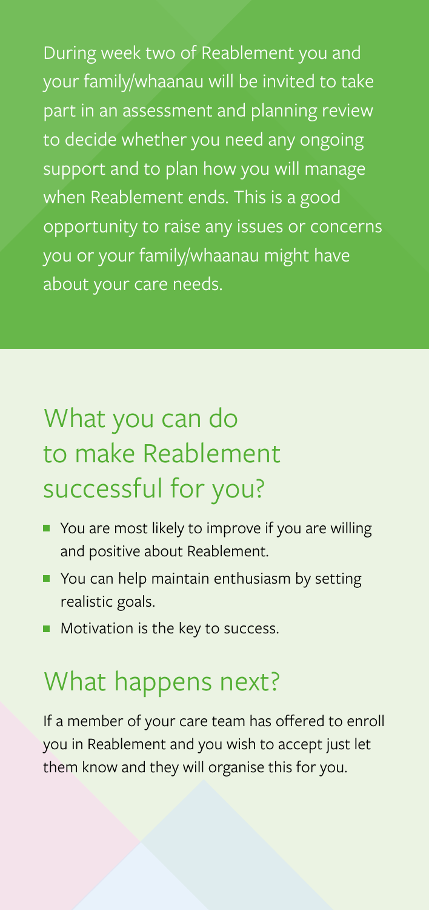During week two of Reablement you and your family/whaanau will be invited to take part in an assessment and planning review to decide whether you need any ongoing support and to plan how you will manage when Reablement ends. This is a good opportunity to raise any issues or concerns you or your family/whaanau might have about your care needs.

## What you can do to make Reablement successful for you?

- You are most likely to improve if you are willing and positive about Reablement.
- You can help maintain enthusiasm by setting realistic goals.
- Motivation is the key to success.

## What happens next?

If a member of your care team has offered to enroll you in Reablement and you wish to accept just let them know and they will organise this for you.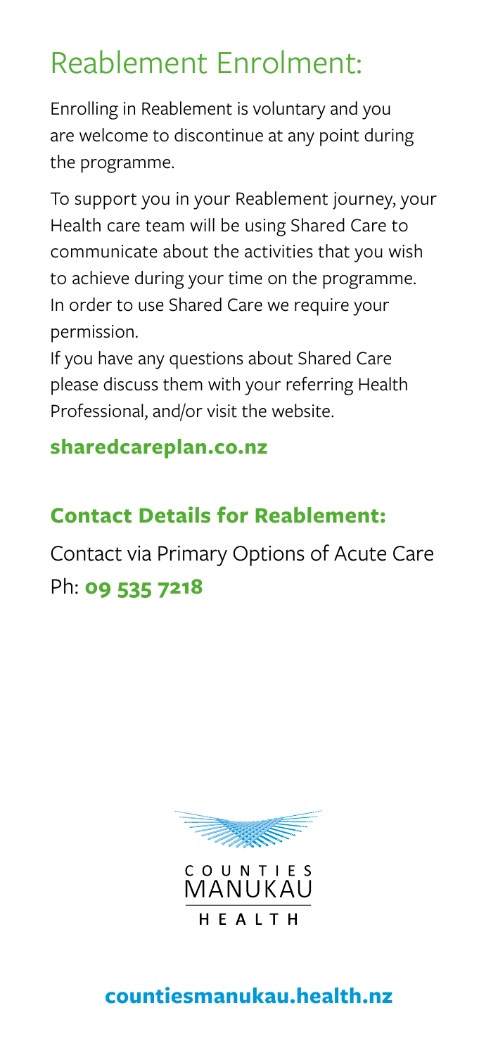# Reablement Enrolment:

Enrolling in Reablement is voluntary and you are welcome to discontinue at any point during the programme.

To support you in your Reablement journey, your Health care team will be using Shared Care to communicate about the activities that you wish to achieve during your time on the programme. In order to use Shared Care we require your permission.

If you have any questions about Shared Care please discuss them with your referring Health Professional, and/or visit the website.

**sharedcareplan.co.nz**

## Contact Details for Reablement:

Contact via Primary Options of Acute Care

Ph: **09 535 7218**

COUNTIES MANUKAU HEALTH

**countiesmanukau.health.nz**